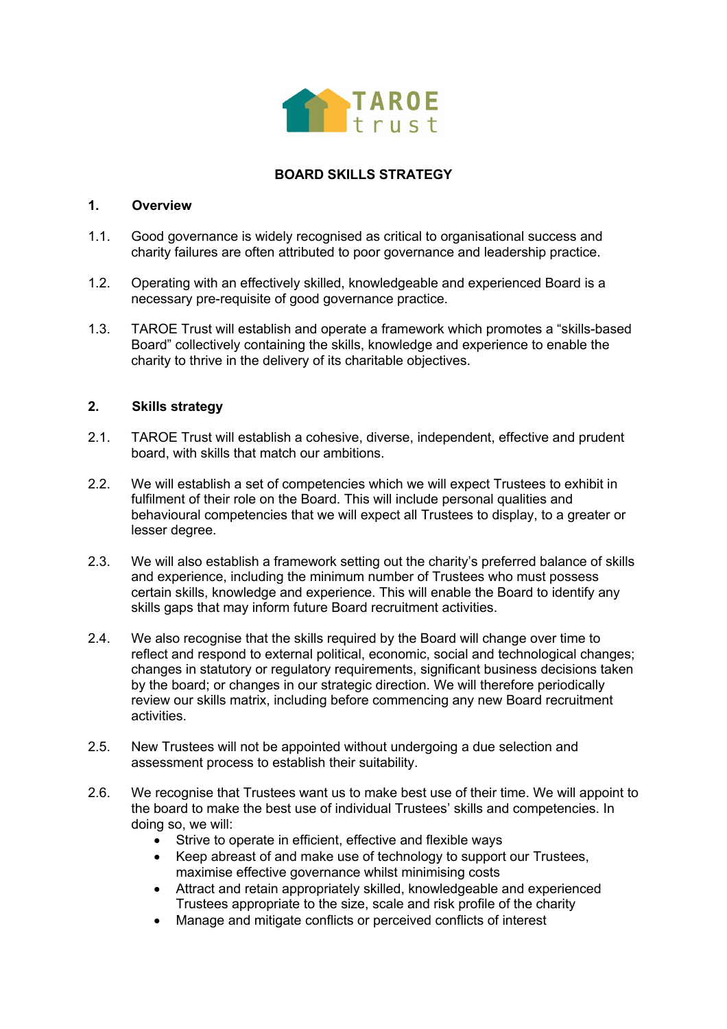TAROE trust

# BOARD SKILLS STRATEGY

## 1. Overview

1.1. Good governance is widely recognised as critical to organisational success and charity failures are often attributed to poor governance and leadership practice.

1.2. Operating with an effectively skilled, knowledgeable and experienced Board is a necessary pre-requisite of good governance practice.

1.3. TAROE Trust will establish and operate a framework which promotes a "skills-based Board" collectively containing the skills, knowledge and experience to enable the charity to thrive in the delivery of its charitable objectives.

## 2. Skills strategy

2.1. TAROE Trust will establish a cohesive, diverse, independent, effective and prudent board, with skills that match our ambitions.

2.2. We will establish a set of competencies which we will expect Trustees to exhibit in fulfilment of their role on the Board. This will include personal qualities and behavioural competencies that we will expect all Trustees to display, to a greater or lesser degree.

2.3. We will also establish a framework setting out the charity's preferred balance of skills and experience, including the minimum number of Trustees who must possess certain skills, knowledge and experience. This will enable the Board to identify any skills gaps that may inform future Board recruitment activities.

2.4. We also recognise that the skills required by the Board will change over time to reflect and respond to external political, economic, social and technological changes; changes in statutory or regulatory requirements, significant business decisions taken by the board; or changes in our strategic direction. We will therefore periodically review our skills matrix, including before commencing any new Board recruitment activities.

2.5. New Trustees will not be appointed without undergoing a due selection and assessment process to establish their suitability.

2.6. We recognise that Trustees want us to make best use of their time. We will appoint to the board to make the best use of individual Trustees' skills and competencies. In doing so, we will:

- Strive to operate in efficient, effective and flexible ways
- Keep abreast of and make use of technology to support our Trustees, maximise effective governance whilst minimising costs
- Attract and retain appropriately skilled, knowledgeable and experienced Trustees appropriate to the size, scale and risk profile of the charity
- Manage and mitigate conflicts or perceived conflicts of interest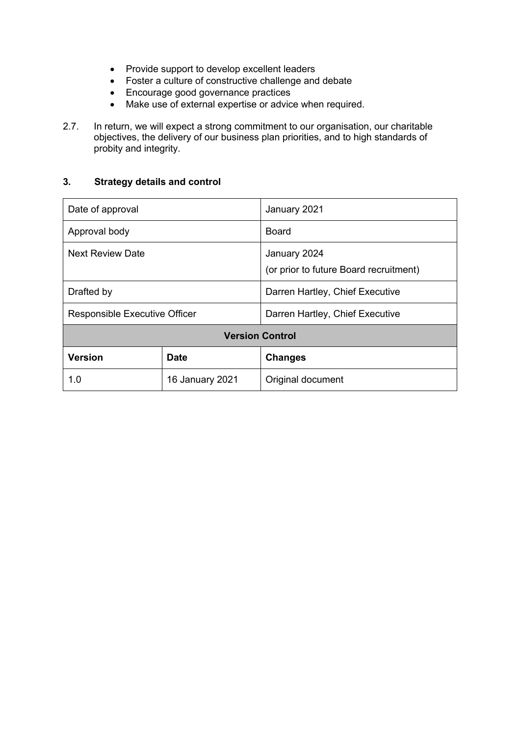- Provide support to develop excellent leaders
- Foster a culture of constructive challenge and debate
- Encourage good governance practices
- Make use of external expertise or advice when required.

2.7. In return, we will expect a strong commitment to our organisation, our charitable objectives, the delivery of our business plan priorities, and to high standards of probity and integrity.

## 3. Strategy details and control

| | | |
|---|---|---|
| Date of approval | | January 2021 |
| Approval body | | Board |
| Next Review Date | | January 2024<br>(or prior to future Board recruitment) |
| Drafted by | | Darren Hartley, Chief Executive |
| Responsible Executive Officer | | Darren Hartley, Chief Executive |
| **Version Control** | | |
| **Version** | **Date** | **Changes** |
| 1.0 | 16 January 2021 | Original document |